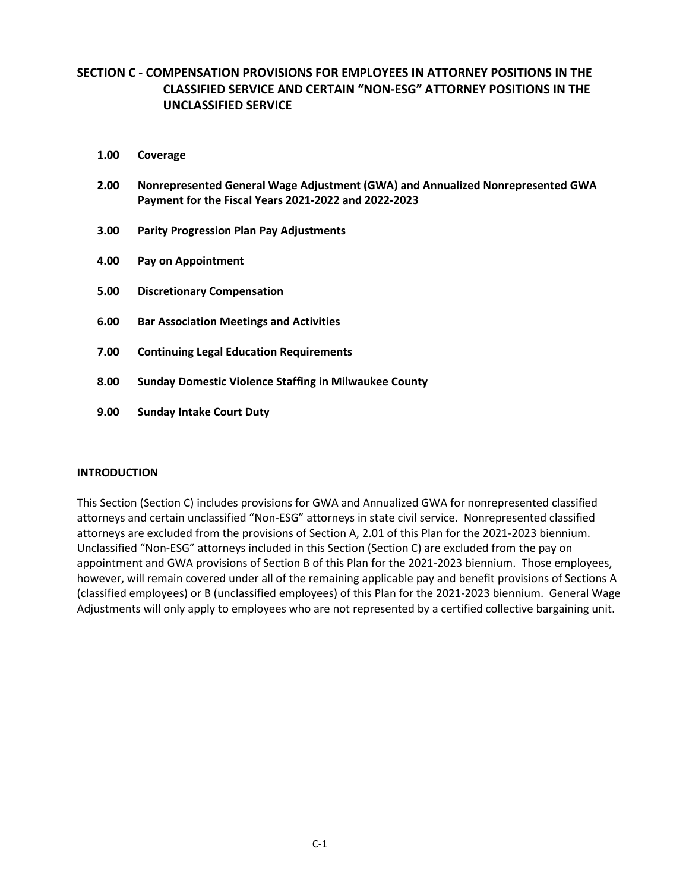# SECTION C - COMPENSATION PROVISIONS FOR EMPLOYEES IN ATTORNEY POSITIONS IN THE CLASSIFIED SERVICE AND CERTAIN "NON-ESG" ATTORNEY POSITIONS IN THE UNCLASSIFIED SERVICE

**1.00 Coverage**

**2.00 Nonrepresented General Wage Adjustment (GWA) and Annualized Nonrepresented GWA Payment for the Fiscal Years 2021-2022 and 2022-2023**

**3.00 Parity Progression Plan Pay Adjustments**

**4.00 Pay on Appointment**

**5.00 Discretionary Compensation**

**6.00 Bar Association Meetings and Activities**

**7.00 Continuing Legal Education Requirements**

**8.00 Sunday Domestic Violence Staffing in Milwaukee County**

**9.00 Sunday Intake Court Duty**

## INTRODUCTION

This Section (Section C) includes provisions for GWA and Annualized GWA for nonrepresented classified attorneys and certain unclassified "Non-ESG" attorneys in state civil service. Nonrepresented classified attorneys are excluded from the provisions of Section A, 2.01 of this Plan for the 2021-2023 biennium. Unclassified "Non-ESG" attorneys included in this Section (Section C) are excluded from the pay on appointment and GWA provisions of Section B of this Plan for the 2021-2023 biennium. Those employees, however, will remain covered under all of the remaining applicable pay and benefit provisions of Sections A (classified employees) or B (unclassified employees) of this Plan for the 2021-2023 biennium. General Wage Adjustments will only apply to employees who are not represented by a certified collective bargaining unit.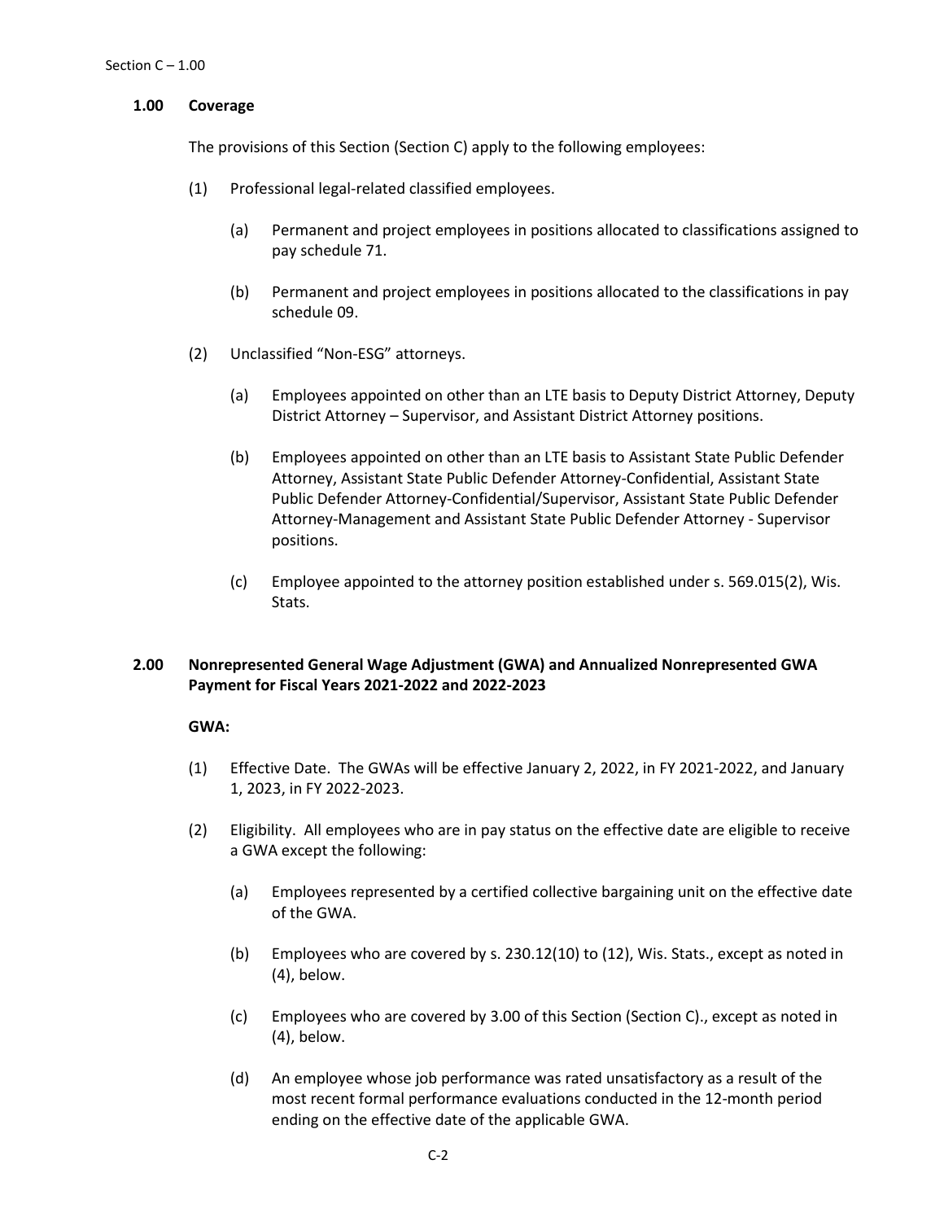## 1.00 Coverage

The provisions of this Section (Section C) apply to the following employees:

(1) Professional legal-related classified employees.

  (a) Permanent and project employees in positions allocated to classifications assigned to pay schedule 71.

  (b) Permanent and project employees in positions allocated to the classifications in pay schedule 09.

(2) Unclassified "Non-ESG" attorneys.

  (a) Employees appointed on other than an LTE basis to Deputy District Attorney, Deputy District Attorney – Supervisor, and Assistant District Attorney positions.

  (b) Employees appointed on other than an LTE basis to Assistant State Public Defender Attorney, Assistant State Public Defender Attorney-Confidential, Assistant State Public Defender Attorney-Confidential/Supervisor, Assistant State Public Defender Attorney-Management and Assistant State Public Defender Attorney - Supervisor positions.

  (c) Employee appointed to the attorney position established under s. 569.015(2), Wis. Stats.

## 2.00 Nonrepresented General Wage Adjustment (GWA) and Annualized Nonrepresented GWA Payment for Fiscal Years 2021-2022 and 2022-2023

**GWA:**

(1) Effective Date. The GWAs will be effective January 2, 2022, in FY 2021-2022, and January 1, 2023, in FY 2022-2023.

(2) Eligibility. All employees who are in pay status on the effective date are eligible to receive a GWA except the following:

  (a) Employees represented by a certified collective bargaining unit on the effective date of the GWA.

  (b) Employees who are covered by s. 230.12(10) to (12), Wis. Stats., except as noted in (4), below.

  (c) Employees who are covered by 3.00 of this Section (Section C)., except as noted in (4), below.

  (d) An employee whose job performance was rated unsatisfactory as a result of the most recent formal performance evaluations conducted in the 12-month period ending on the effective date of the applicable GWA.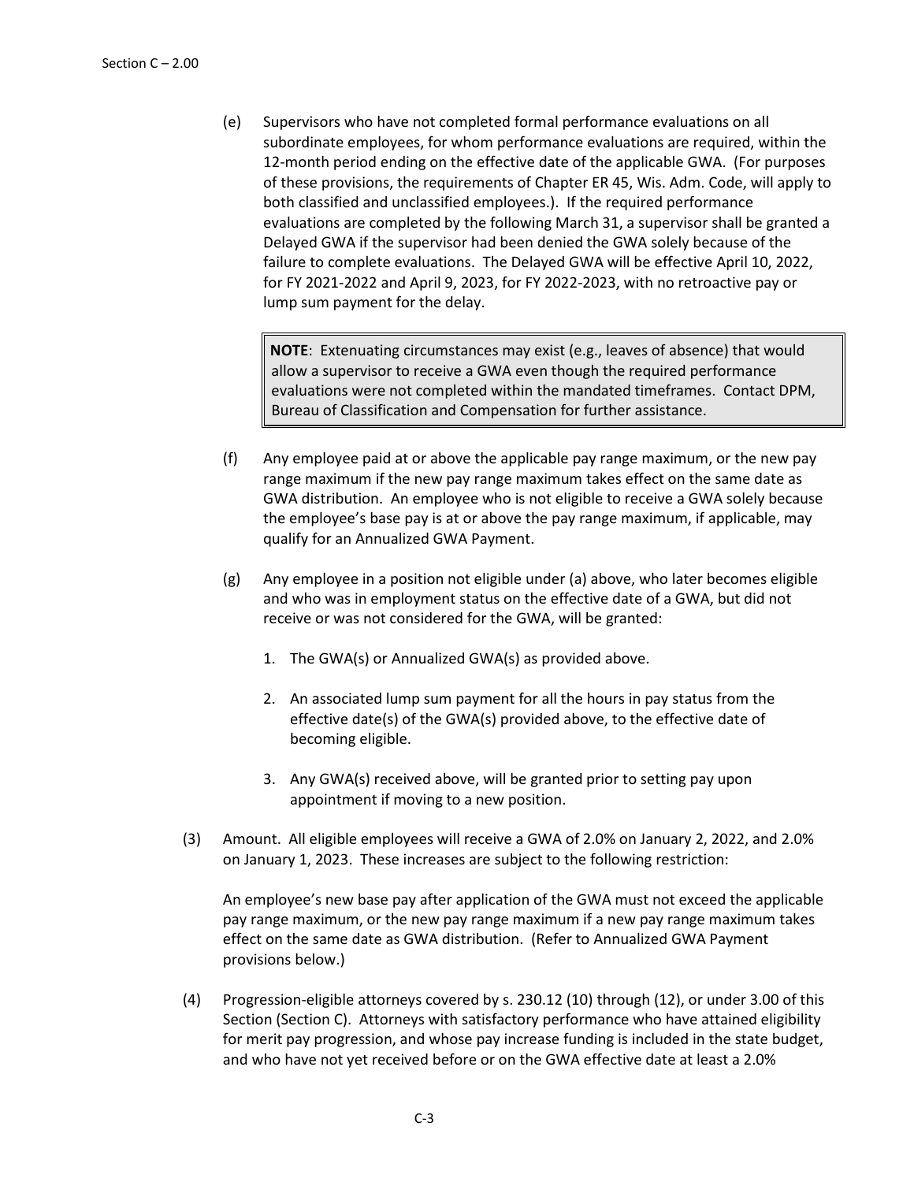(e) Supervisors who have not completed formal performance evaluations on all subordinate employees, for whom performance evaluations are required, within the 12-month period ending on the effective date of the applicable GWA. (For purposes of these provisions, the requirements of Chapter ER 45, Wis. Adm. Code, will apply to both classified and unclassified employees.). If the required performance evaluations are completed by the following March 31, a supervisor shall be granted a Delayed GWA if the supervisor had been denied the GWA solely because of the failure to complete evaluations. The Delayed GWA will be effective April 10, 2022, for FY 2021-2022 and April 9, 2023, for FY 2022-2023, with no retroactive pay or lump sum payment for the delay.

> **NOTE**: Extenuating circumstances may exist (e.g., leaves of absence) that would allow a supervisor to receive a GWA even though the required performance evaluations were not completed within the mandated timeframes. Contact DPM, Bureau of Classification and Compensation for further assistance.

(f) Any employee paid at or above the applicable pay range maximum, or the new pay range maximum if the new pay range maximum takes effect on the same date as GWA distribution. An employee who is not eligible to receive a GWA solely because the employee's base pay is at or above the pay range maximum, if applicable, may qualify for an Annualized GWA Payment.

(g) Any employee in a position not eligible under (a) above, who later becomes eligible and who was in employment status on the effective date of a GWA, but did not receive or was not considered for the GWA, will be granted:

1. The GWA(s) or Annualized GWA(s) as provided above.

2. An associated lump sum payment for all the hours in pay status from the effective date(s) of the GWA(s) provided above, to the effective date of becoming eligible.

3. Any GWA(s) received above, will be granted prior to setting pay upon appointment if moving to a new position.

(3) Amount. All eligible employees will receive a GWA of 2.0% on January 2, 2022, and 2.0% on January 1, 2023. These increases are subject to the following restriction:

An employee's new base pay after application of the GWA must not exceed the applicable pay range maximum, or the new pay range maximum if a new pay range maximum takes effect on the same date as GWA distribution. (Refer to Annualized GWA Payment provisions below.)

(4) Progression-eligible attorneys covered by s. 230.12 (10) through (12), or under 3.00 of this Section (Section C). Attorneys with satisfactory performance who have attained eligibility for merit pay progression, and whose pay increase funding is included in the state budget, and who have not yet received before or on the GWA effective date at least a 2.0%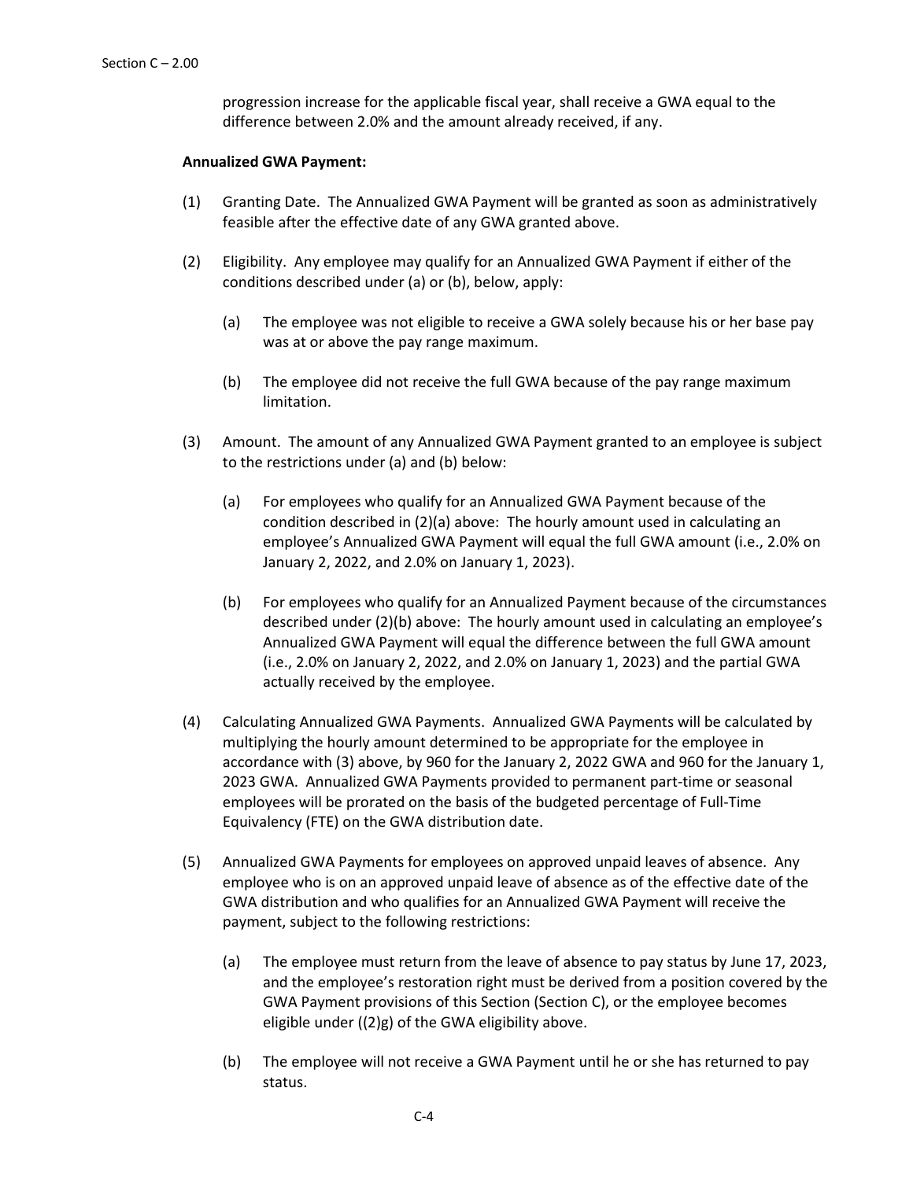progression increase for the applicable fiscal year, shall receive a GWA equal to the difference between 2.0% and the amount already received, if any.

**Annualized GWA Payment:**

(1) Granting Date. The Annualized GWA Payment will be granted as soon as administratively feasible after the effective date of any GWA granted above.

(2) Eligibility. Any employee may qualify for an Annualized GWA Payment if either of the conditions described under (a) or (b), below, apply:

  (a) The employee was not eligible to receive a GWA solely because his or her base pay was at or above the pay range maximum.

  (b) The employee did not receive the full GWA because of the pay range maximum limitation.

(3) Amount. The amount of any Annualized GWA Payment granted to an employee is subject to the restrictions under (a) and (b) below:

  (a) For employees who qualify for an Annualized GWA Payment because of the condition described in (2)(a) above: The hourly amount used in calculating an employee's Annualized GWA Payment will equal the full GWA amount (i.e., 2.0% on January 2, 2022, and 2.0% on January 1, 2023).

  (b) For employees who qualify for an Annualized Payment because of the circumstances described under (2)(b) above: The hourly amount used in calculating an employee's Annualized GWA Payment will equal the difference between the full GWA amount (i.e., 2.0% on January 2, 2022, and 2.0% on January 1, 2023) and the partial GWA actually received by the employee.

(4) Calculating Annualized GWA Payments. Annualized GWA Payments will be calculated by multiplying the hourly amount determined to be appropriate for the employee in accordance with (3) above, by 960 for the January 2, 2022 GWA and 960 for the January 1, 2023 GWA. Annualized GWA Payments provided to permanent part-time or seasonal employees will be prorated on the basis of the budgeted percentage of Full-Time Equivalency (FTE) on the GWA distribution date.

(5) Annualized GWA Payments for employees on approved unpaid leaves of absence. Any employee who is on an approved unpaid leave of absence as of the effective date of the GWA distribution and who qualifies for an Annualized GWA Payment will receive the payment, subject to the following restrictions:

  (a) The employee must return from the leave of absence to pay status by June 17, 2023, and the employee's restoration right must be derived from a position covered by the GWA Payment provisions of this Section (Section C), or the employee becomes eligible under ((2)g) of the GWA eligibility above.

  (b) The employee will not receive a GWA Payment until he or she has returned to pay status.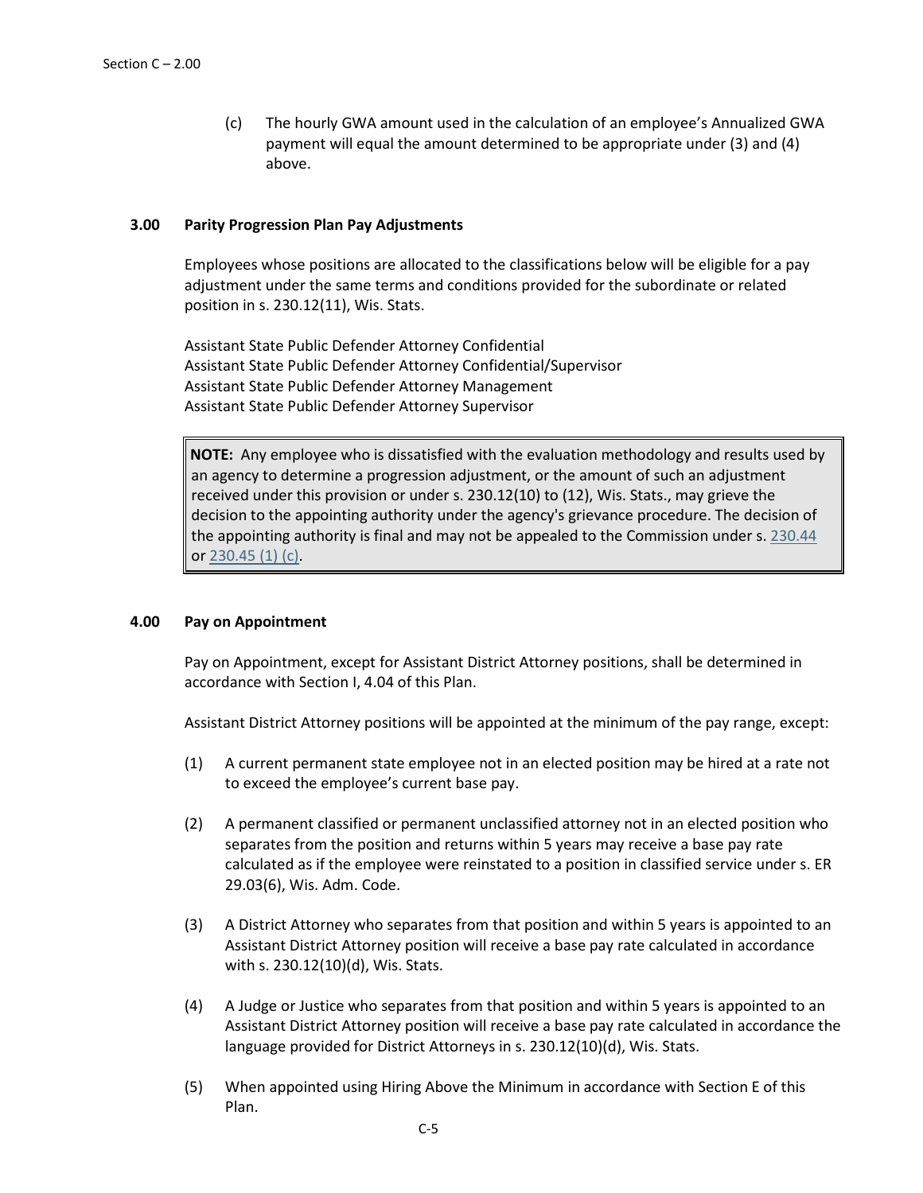(c) The hourly GWA amount used in the calculation of an employee's Annualized GWA payment will equal the amount determined to be appropriate under (3) and (4) above.

## 3.00 Parity Progression Plan Pay Adjustments

Employees whose positions are allocated to the classifications below will be eligible for a pay adjustment under the same terms and conditions provided for the subordinate or related position in s. 230.12(11), Wis. Stats.

Assistant State Public Defender Attorney Confidential
Assistant State Public Defender Attorney Confidential/Supervisor
Assistant State Public Defender Attorney Management
Assistant State Public Defender Attorney Supervisor

> **NOTE:** Any employee who is dissatisfied with the evaluation methodology and results used by an agency to determine a progression adjustment, or the amount of such an adjustment received under this provision or under s. 230.12(10) to (12), Wis. Stats., may grieve the decision to the appointing authority under the agency's grievance procedure. The decision of the appointing authority is final and may not be appealed to the Commission under s. 230.44 or 230.45 (1) (c).

## 4.00 Pay on Appointment

Pay on Appointment, except for Assistant District Attorney positions, shall be determined in accordance with Section I, 4.04 of this Plan.

Assistant District Attorney positions will be appointed at the minimum of the pay range, except:

(1) A current permanent state employee not in an elected position may be hired at a rate not to exceed the employee's current base pay.

(2) A permanent classified or permanent unclassified attorney not in an elected position who separates from the position and returns within 5 years may receive a base pay rate calculated as if the employee were reinstated to a position in classified service under s. ER 29.03(6), Wis. Adm. Code.

(3) A District Attorney who separates from that position and within 5 years is appointed to an Assistant District Attorney position will receive a base pay rate calculated in accordance with s. 230.12(10)(d), Wis. Stats.

(4) A Judge or Justice who separates from that position and within 5 years is appointed to an Assistant District Attorney position will receive a base pay rate calculated in accordance the language provided for District Attorneys in s. 230.12(10)(d), Wis. Stats.

(5) When appointed using Hiring Above the Minimum in accordance with Section E of this Plan.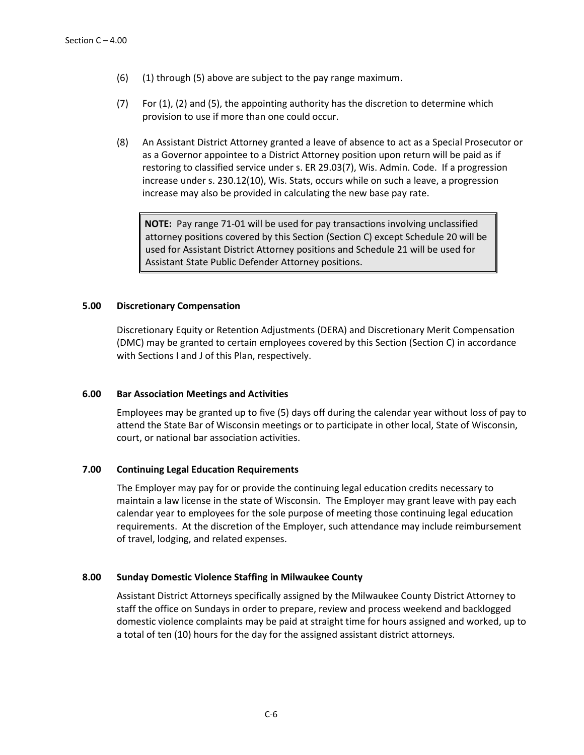(6) (1) through (5) above are subject to the pay range maximum.

(7) For (1), (2) and (5), the appointing authority has the discretion to determine which provision to use if more than one could occur.

(8) An Assistant District Attorney granted a leave of absence to act as a Special Prosecutor or as a Governor appointee to a District Attorney position upon return will be paid as if restoring to classified service under s. ER 29.03(7), Wis. Admin. Code. If a progression increase under s. 230.12(10), Wis. Stats, occurs while on such a leave, a progression increase may also be provided in calculating the new base pay rate.

> **NOTE:** Pay range 71-01 will be used for pay transactions involving unclassified attorney positions covered by this Section (Section C) except Schedule 20 will be used for Assistant District Attorney positions and Schedule 21 will be used for Assistant State Public Defender Attorney positions.

### 5.00 Discretionary Compensation

Discretionary Equity or Retention Adjustments (DERA) and Discretionary Merit Compensation (DMC) may be granted to certain employees covered by this Section (Section C) in accordance with Sections I and J of this Plan, respectively.

### 6.00 Bar Association Meetings and Activities

Employees may be granted up to five (5) days off during the calendar year without loss of pay to attend the State Bar of Wisconsin meetings or to participate in other local, State of Wisconsin, court, or national bar association activities.

### 7.00 Continuing Legal Education Requirements

The Employer may pay for or provide the continuing legal education credits necessary to maintain a law license in the state of Wisconsin. The Employer may grant leave with pay each calendar year to employees for the sole purpose of meeting those continuing legal education requirements. At the discretion of the Employer, such attendance may include reimbursement of travel, lodging, and related expenses.

### 8.00 Sunday Domestic Violence Staffing in Milwaukee County

Assistant District Attorneys specifically assigned by the Milwaukee County District Attorney to staff the office on Sundays in order to prepare, review and process weekend and backlogged domestic violence complaints may be paid at straight time for hours assigned and worked, up to a total of ten (10) hours for the day for the assigned assistant district attorneys.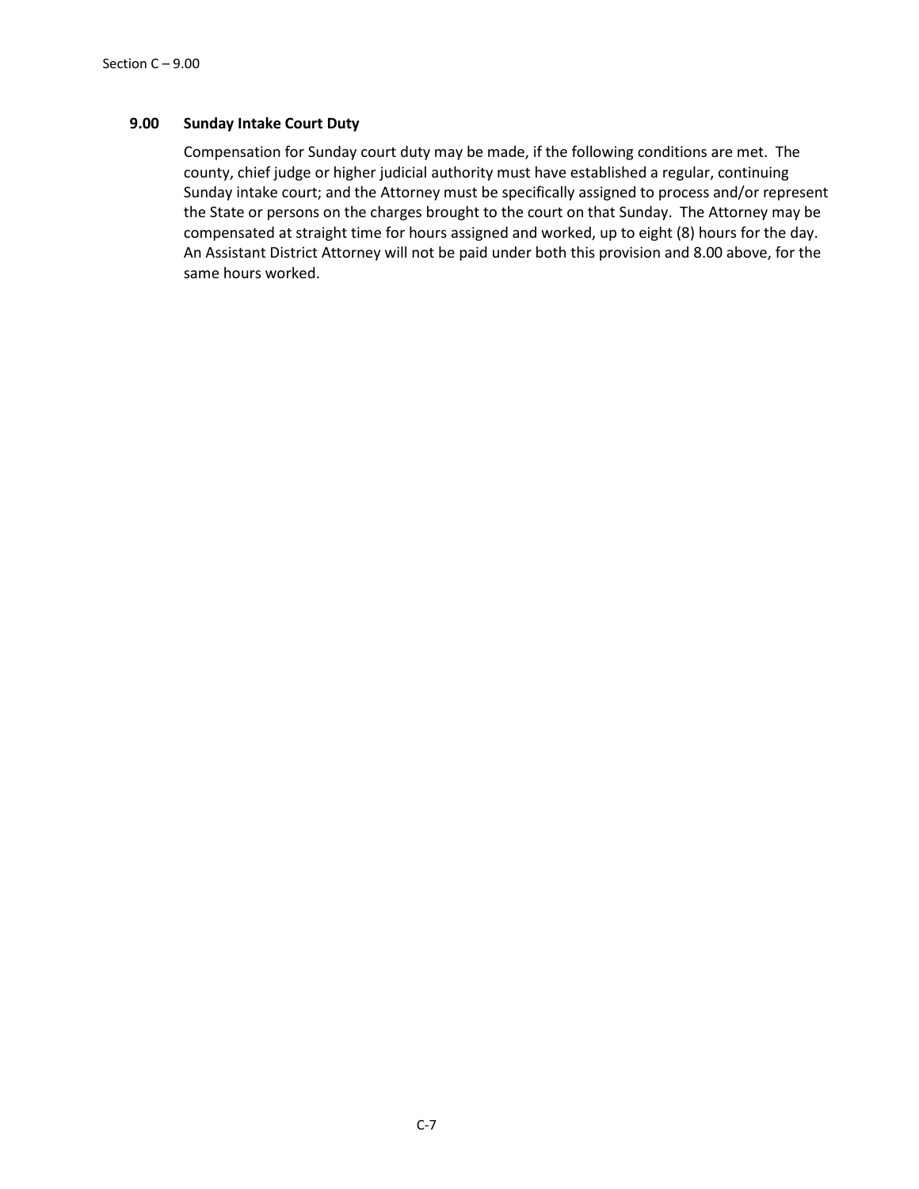## 9.00 Sunday Intake Court Duty

Compensation for Sunday court duty may be made, if the following conditions are met. The county, chief judge or higher judicial authority must have established a regular, continuing Sunday intake court; and the Attorney must be specifically assigned to process and/or represent the State or persons on the charges brought to the court on that Sunday. The Attorney may be compensated at straight time for hours assigned and worked, up to eight (8) hours for the day. An Assistant District Attorney will not be paid under both this provision and 8.00 above, for the same hours worked.